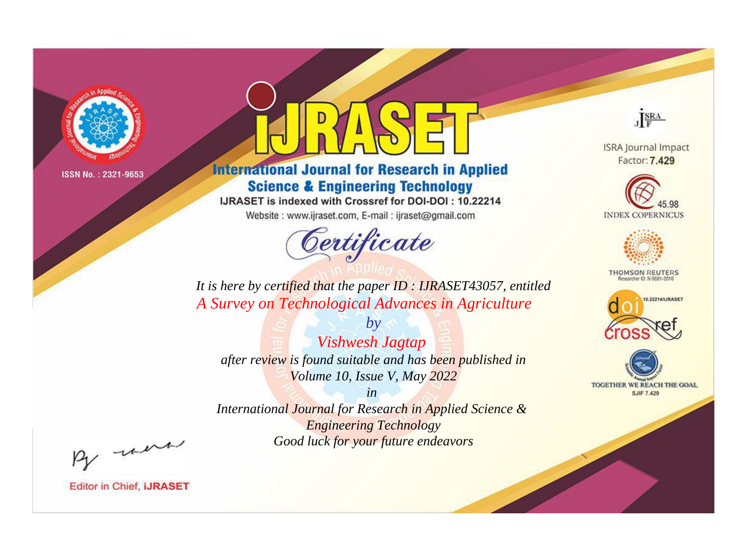ISSN No. : 2321-9653

# IJRASET

## International Journal for Research in Applied Science & Engineering Technology

IJRASET is indexed with Crossref for DOI-DOI : 10.22214

Website : www.ijraset.com, E-mail : ijraset@gmail.com

ISRA Journal Impact Factor: **7.429**

45.98 INDEX COPERNICUS

THOMSON REUTERS Researcher ID: N-9681-2016

10.22214/IJRASET

TOGETHER WE REACH THE GOAL SJIF 7.429

*Certificate*

*It is here by certified that the paper ID : IJRASET43057, entitled*

*A Survey on Technological Advances in Agriculture*

*by*

*Vishwesh Jagtap*

*after review is found suitable and has been published in*

*Volume 10, Issue V, May 2022*

*in*

*International Journal for Research in Applied Science & Engineering Technology*

*Good luck for your future endeavors*

Editor in Chief, **iJRASET**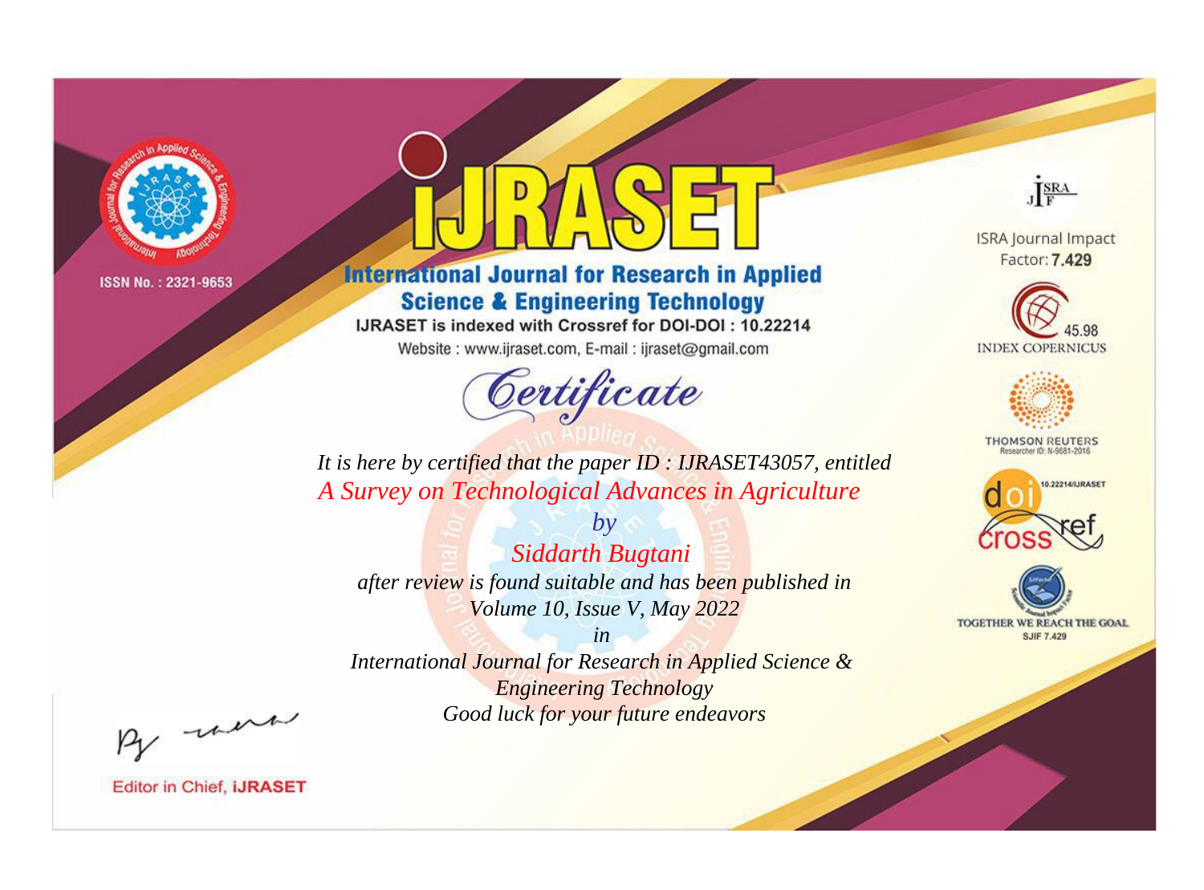ISSN No. : 2321-9653

# iJRASET

## International Journal for Research in Applied Science & Engineering Technology

IJRASET is indexed with Crossref for DOI-DOI : 10.22214

Website : www.ijraset.com, E-mail : ijraset@gmail.com

ISRA Journal Impact Factor: **7.429**

45.98 INDEX COPERNICUS

THOMSON REUTERS Researcher ID: N-9681-2016

10.22214/IJRASET

TOGETHER WE REACH THE GOAL SJIF 7.429

# *Certificate*

*It is here by certified that the paper ID : IJRASET43057, entitled*

*A Survey on Technological Advances in Agriculture*

*by*

*Siddarth Bugtani*

*after review is found suitable and has been published in*

*Volume 10, Issue V, May 2022*

*in*

*International Journal for Research in Applied Science & Engineering Technology*

*Good luck for your future endeavors*

Editor in Chief, **iJRASET**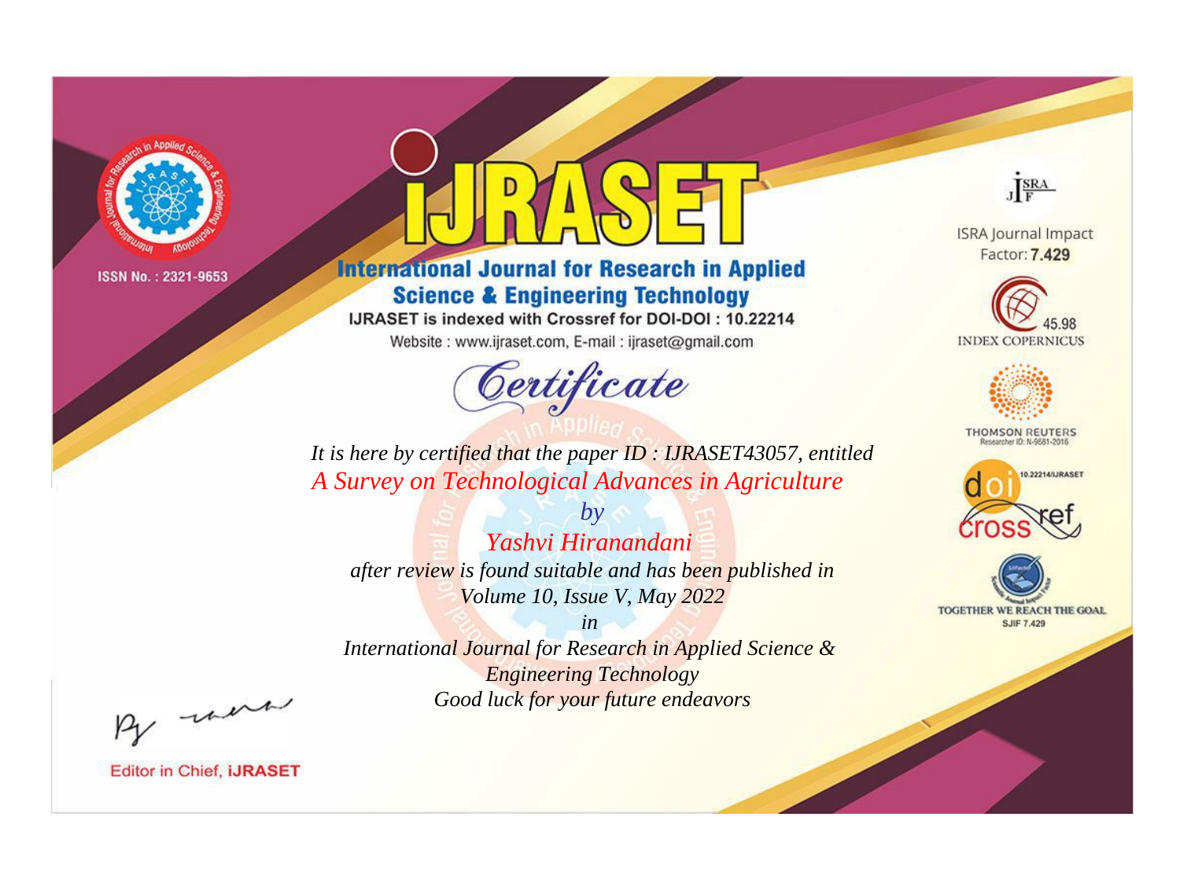ISSN No. : 2321-9653

# iJRASET

## International Journal for Research in Applied Science & Engineering Technology

IJRASET is indexed with Crossref for DOI-DOI : 10.22214

Website : www.ijraset.com, E-mail : ijraset@gmail.com

ISRA Journal Impact Factor: **7.429**

45.98 INDEX COPERNICUS

THOMSON REUTERS Researcher ID: N-9681-2016

10.22214/IJRASET

TOGETHER WE REACH THE GOAL SJIF 7.429

# Certificate

*It is here by certified that the paper ID : IJRASET43057, entitled*

*A Survey on Technological Advances in Agriculture*

*by*

*Yashvi Hiranandani*

*after review is found suitable and has been published in*

*Volume 10, Issue V, May 2022*

*in*

*International Journal for Research in Applied Science & Engineering Technology*

*Good luck for your future endeavors*

Editor in Chief, iJRASET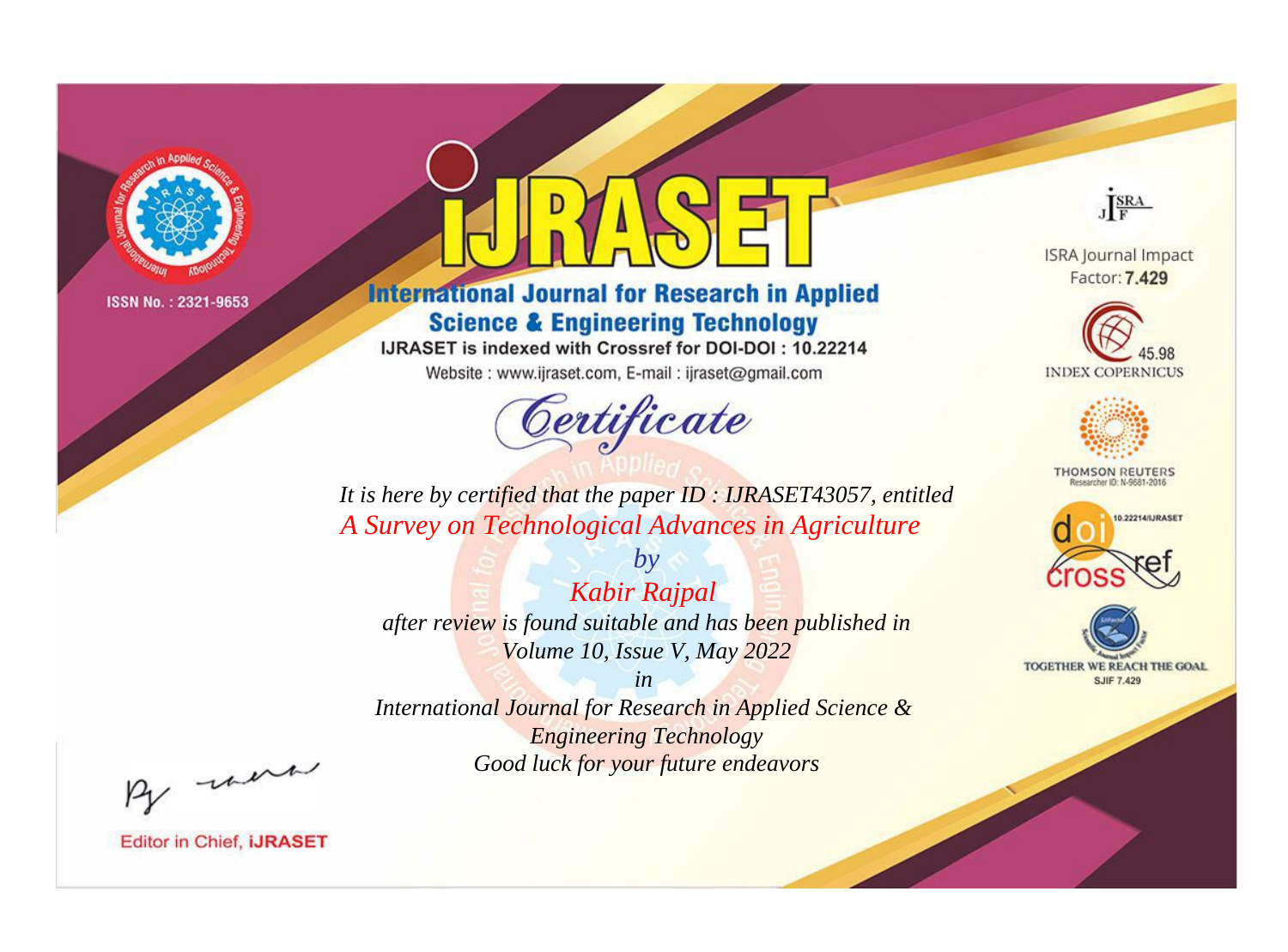ISSN No. : 2321-9653

# iJRASET

## International Journal for Research in Applied Science & Engineering Technology

IJRASET is indexed with Crossref for DOI-DOI : 10.22214

Website : www.ijraset.com, E-mail : ijraset@gmail.com

### Certificate

*It is here by certified that the paper ID : IJRASET43057, entitled*

*A Survey on Technological Advances in Agriculture*

*by*

*Kabir Rajpal*

*after review is found suitable and has been published in*

*Volume 10, Issue V, May 2022*

*in*

*International Journal for Research in Applied Science & Engineering Technology*

*Good luck for your future endeavors*

ISRA Journal Impact Factor: **7.429**

45.98 INDEX COPERNICUS

THOMSON REUTERS Researcher ID: N-9681-2016

10.22214/IJRASET

TOGETHER WE REACH THE GOAL SJIF 7.429

Editor in Chief, **iJRASET**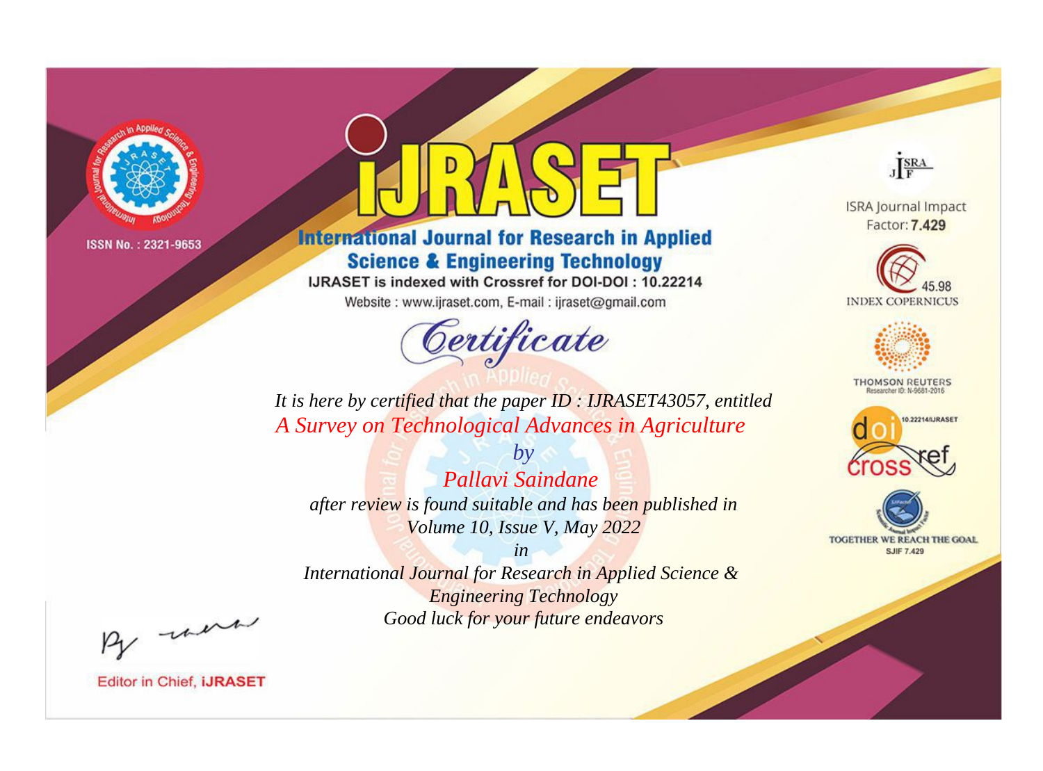ISSN No. : 2321-9653

# IJRASET

## International Journal for Research in Applied Science & Engineering Technology

IJRASET is indexed with Crossref for DOI-DOI : 10.22214

Website : www.ijraset.com, E-mail : ijraset@gmail.com

*Certificate*

*It is here by certified that the paper ID : IJRASET43057, entitled*

*A Survey on Technological Advances in Agriculture*

*by*

*Pallavi Saindane*

*after review is found suitable and has been published in*

*Volume 10, Issue V, May 2022*

*in*

*International Journal for Research in Applied Science & Engineering Technology*

*Good luck for your future endeavors*

ISRA Journal Impact Factor: **7.429**

45.98 INDEX COPERNICUS

THOMSON REUTERS Researcher ID: N-9681-2016

10.22214/IJRASET

TOGETHER WE REACH THE GOAL SJIF 7.429

Editor in Chief, **iJRASET**